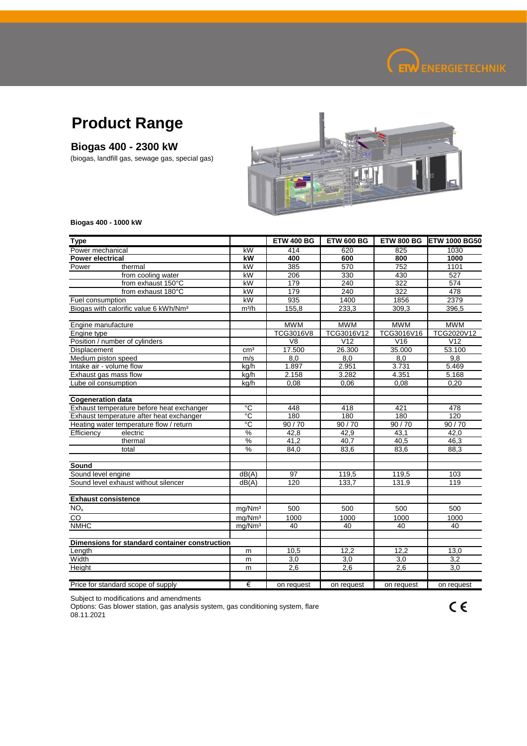# Product Range

## Biogas 400 - 2300 kW

(biogas, landfill gas, sewage gas, special gas)

**Biogas 400 - 1000 kW**

| Type | | ETW 400 BG | ETW 600 BG | ETW 800 BG | ETW 1000 BG50 |
|---|---|---|---|---|---|
| Power mechanical | kW | 414 | 620 | 825 | 1030 |
| **Power electrical** | **kW** | **400** | **600** | **800** | **1000** |
| Power thermal | kW | 385 | 570 | 752 | 1101 |
| from cooling water | kW | 206 | 330 | 430 | 527 |
| from exhaust 150°C | kW | 179 | 240 | 322 | 574 |
| from exhaust 180°C | kW | 179 | 240 | 322 | 478 |
| Fuel consumption | kW | 935 | 1400 | 1856 | 2379 |
| Biogas with calorific value 6 kWh/Nm³ | m³/h | 155,8 | 233,3 | 309,3 | 396,5 |
| | | | | | |
| Engine manufacture | | MWM | MWM | MWM | MWM |
| Engine type | | TCG3016V8 | TCG3016V12 | TCG3016V16 | TCG2020V12 |
| Position / number of cylinders | | V8 | V12 | V16 | V12 |
| Displacement | cm³ | 17.500 | 26.300 | 35.000 | 53.100 |
| Medium piston speed | m/s | 8,0 | 8,0 | 8,0 | 9,8 |
| Intake air - volume flow | kg/h | 1.897 | 2.951 | 3.731 | 5.469 |
| Exhaust gas mass flow | kg/h | 2.158 | 3.282 | 4.351 | 5.168 |
| Lube oil consumption | kg/h | 0,08 | 0,06 | 0,08 | 0,20 |
| | | | | | |
| **Cogeneration data** | | | | | |
| Exhaust temperature before heat exchanger | °C | 448 | 418 | 421 | 478 |
| Exhaust temperature after heat exchanger | °C | 180 | 180 | 180 | 120 |
| Heating water temperature flow / return | °C | 90 / 70 | 90 / 70 | 90 / 70 | 90 / 70 |
| Efficiency electric | % | 42,8 | 42,9 | 43,1 | 42,0 |
| thermal | % | 41,2 | 40,7 | 40,5 | 46,3 |
| total | % | 84,0 | 83,6 | 83,6 | 88,3 |
| | | | | | |
| **Sound** | | | | | |
| Sound level engine | dB(A) | 97 | 119,5 | 119,5 | 103 |
| Sound level exhaust without silencer | dB(A) | 120 | 133,7 | 131,9 | 119 |
| | | | | | |
| **Exhaust consistence** | | | | | |
| $NO_x$ | mg/Nm³ | 500 | 500 | 500 | 500 |
| CO | mg/Nm³ | 1000 | 1000 | 1000 | 1000 |
| NMHC | mg/Nm³ | 40 | 40 | 40 | 40 |
| | | | | | |
| **Dimensions for standard container construction** | | | | | |
| Length | m | 10,5 | 12,2 | 12,2 | 13,0 |
| Width | m | 3,0 | 3,0 | 3,0 | 3,2 |
| Height | m | 2,6 | 2,6 | 2,6 | 3,0 |
| | | | | | |
| Price for standard scope of supply | € | on request | on request | on request | on request |

Subject to modifications and amendments
Options: Gas blower station, gas analysis system, gas conditioning system, flare
08.11.2021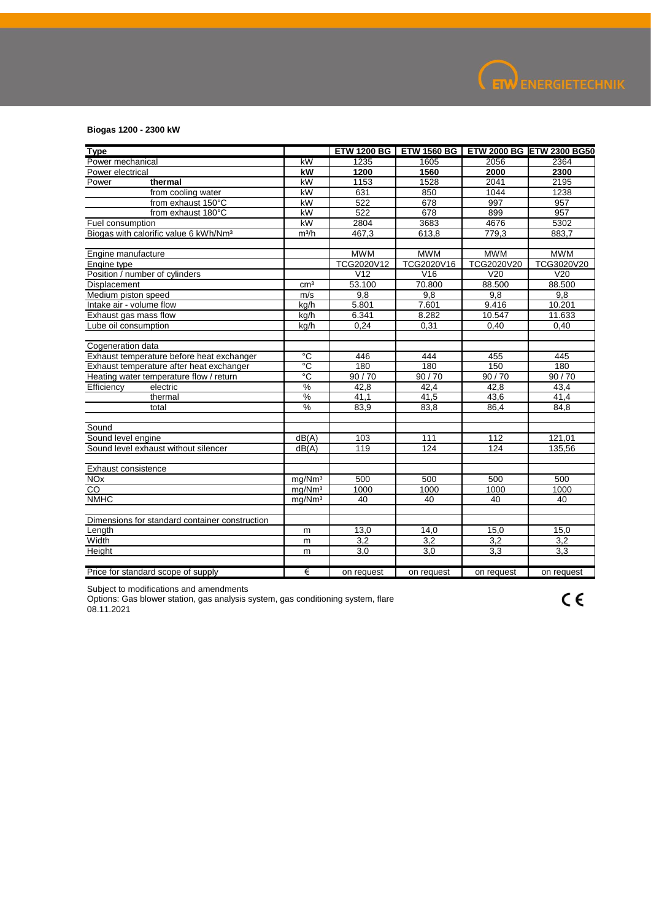**Biogas 1200 - 2300 kW**

| Type | | ETW 1200 BG | ETW 1560 BG | ETW 2000 BG | ETW 2300 BG50 |
|---|---|---|---|---|---|
| Power mechanical | kW | 1235 | 1605 | 2056 | 2364 |
| **Power electrical** | **kW** | **1200** | **1560** | **2000** | **2300** |
| Power **thermal** | kW | 1153 | 1528 | 2041 | 2195 |
| from cooling water | kW | 631 | 850 | 1044 | 1238 |
| from exhaust 150°C | kW | 522 | 678 | 997 | 957 |
| from exhaust 180°C | kW | 522 | 678 | 899 | 957 |
| Fuel consumption | kW | 2804 | 3683 | 4676 | 5302 |
| Biogas with calorific value 6 kWh/Nm³ | m³/h | 467,3 | 613,8 | 779,3 | 883,7 |
| | | | | | |
| Engine manufacture | | MWM | MWM | MWM | MWM |
| Engine type | | TCG2020V12 | TCG2020V16 | TCG2020V20 | TCG3020V20 |
| Position / number of cylinders | | V12 | V16 | V20 | V20 |
| Displacement | cm³ | 53.100 | 70.800 | 88.500 | 88.500 |
| Medium piston speed | m/s | 9,8 | 9,8 | 9,8 | 9,8 |
| Intake air - volume flow | kg/h | 5.801 | 7.601 | 9.416 | 10.201 |
| Exhaust gas mass flow | kg/h | 6.341 | 8.282 | 10.547 | 11.633 |
| Lube oil consumption | kg/h | 0,24 | 0,31 | 0,40 | 0,40 |
| | | | | | |
| Cogeneration data | | | | | |
| Exhaust temperature before heat exchanger | °C | 446 | 444 | 455 | 445 |
| Exhaust temperature after heat exchanger | °C | 180 | 180 | 150 | 180 |
| Heating water temperature flow / return | °C | 90 / 70 | 90 / 70 | 90 / 70 | 90 / 70 |
| Efficiency electric | % | 42,8 | 42,4 | 42,8 | 43,4 |
| thermal | % | 41,1 | 41,5 | 43,6 | 41,4 |
| total | % | 83,9 | 83,8 | 86,4 | 84,8 |
| | | | | | |
| Sound | | | | | |
| Sound level engine | dB(A) | 103 | 111 | 112 | 121,01 |
| Sound level exhaust without silencer | dB(A) | 119 | 124 | 124 | 135,56 |
| | | | | | |
| Exhaust consistence | | | | | |
| NOx | mg/Nm³ | 500 | 500 | 500 | 500 |
| CO | mg/Nm³ | 1000 | 1000 | 1000 | 1000 |
| NMHC | mg/Nm³ | 40 | 40 | 40 | 40 |
| | | | | | |
| Dimensions for standard container construction | | | | | |
| Length | m | 13,0 | 14,0 | 15,0 | 15,0 |
| Width | m | 3,2 | 3,2 | 3,2 | 3,2 |
| Height | m | 3,0 | 3,0 | 3,3 | 3,3 |
| | | | | | |
| Price for standard scope of supply | € | on request | on request | on request | on request |

Subject to modifications and amendments
Options: Gas blower station, gas analysis system, gas conditioning system, flare
08.11.2021

CE